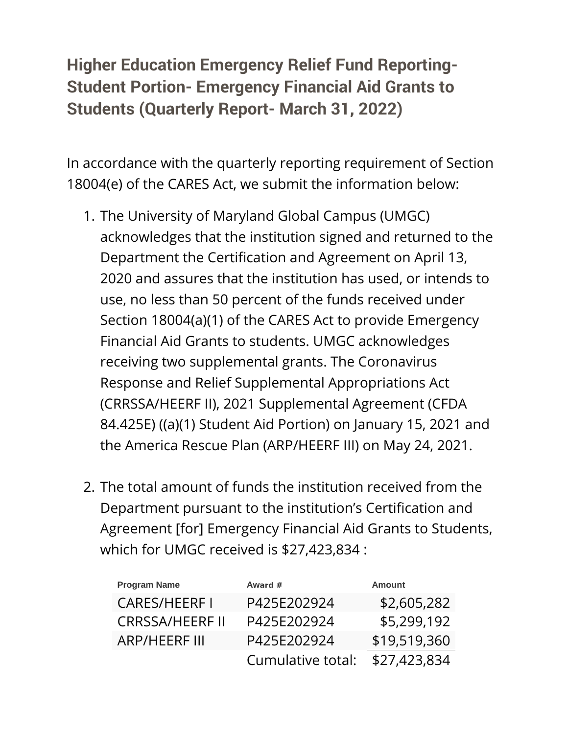## Higher Education Emergency Relief Fund Reporting- Student Portion- Emergency Financial Aid Grants to Students (Quarterly Report- March 31, 2022)

In accordance with the quarterly reporting requirement of Section 18004(e) of the CARES Act, we submit the information below:

1. The University of Maryland Global Campus (UMGC) acknowledges that the institution signed and returned to the Department the Certification and Agreement on April 13, 2020 and assures that the institution has used, or intends to use, no less than 50 percent of the funds received under Section 18004(a)(1) of the CARES Act to provide Emergency Financial Aid Grants to students. UMGC acknowledges receiving two supplemental grants. The Coronavirus Response and Relief Supplemental Appropriations Act (CRRSSA/HEERF II), 2021 Supplemental Agreement (CFDA 84.425E) ((a)(1) Student Aid Portion) on January 15, 2021 and the America Rescue Plan (ARP/HEERF III) on May 24, 2021.

2. The total amount of funds the institution received from the Department pursuant to the institution's Certification and Agreement [for] Emergency Financial Aid Grants to Students, which for UMGC received is $27,423,834 :

| Program Name | Award # | Amount |
|---|---|---|
| CARES/HEERF I | P425E202924 | $2,605,282 |
| CRRSSA/HEERF II | P425E202924 | $5,299,192 |
| ARP/HEERF III | P425E202924 | $19,519,360 |
| | Cumulative total: | $27,423,834 |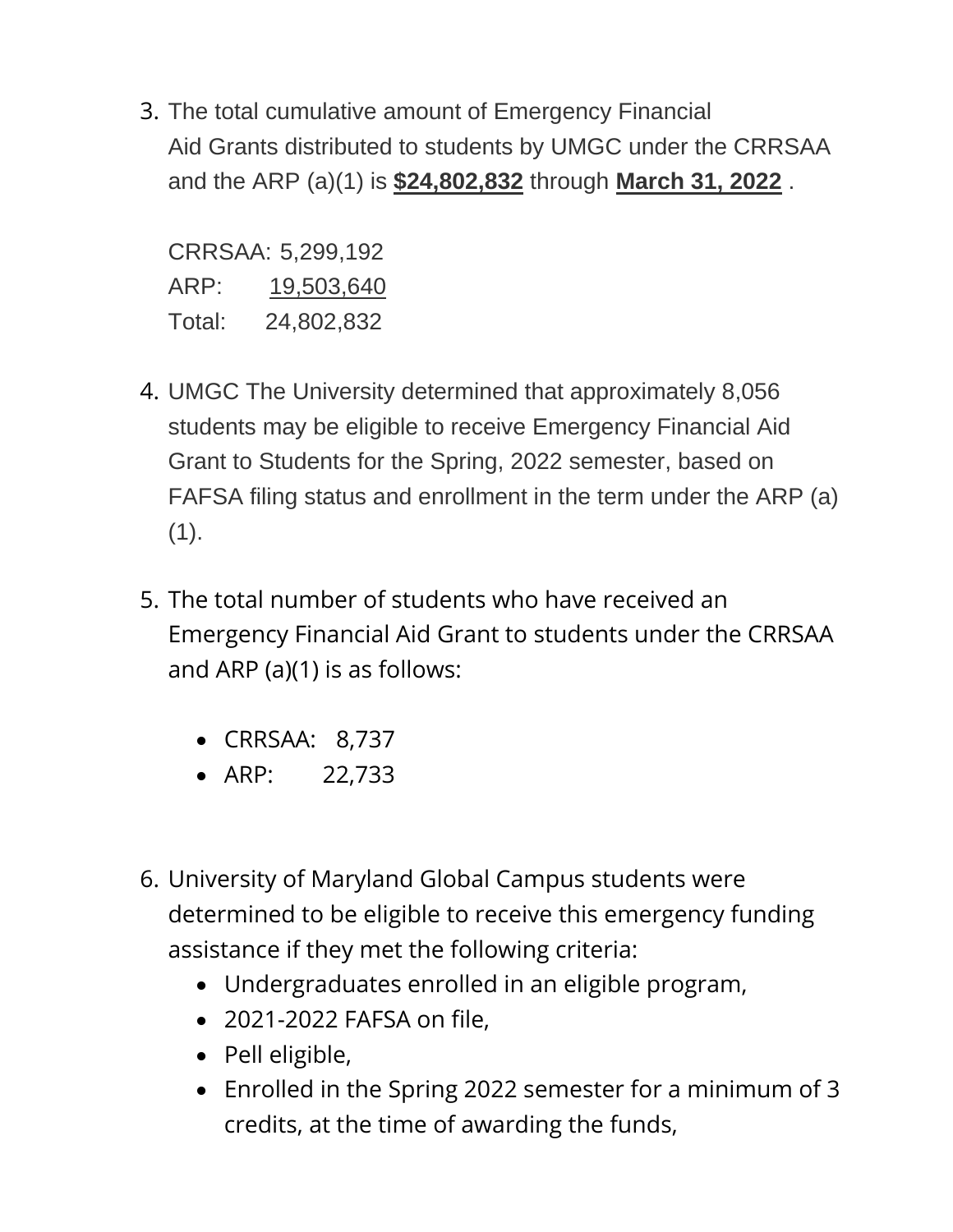3. The total cumulative amount of Emergency Financial Aid Grants distributed to students by UMGC under the CRRSAA and the ARP (a)(1) is **$24,802,832** through **March 31, 2022** .

   CRRSAA: 5,299,192
   ARP: 19,503,640
   Total: 24,802,832

4. UMGC The University determined that approximately 8,056 students may be eligible to receive Emergency Financial Aid Grant to Students for the Spring, 2022 semester, based on FAFSA filing status and enrollment in the term under the ARP (a)(1).

5. The total number of students who have received an Emergency Financial Aid Grant to students under the CRRSAA and ARP (a)(1) is as follows:

   - CRRSAA: 8,737
   - ARP: 22,733

6. University of Maryland Global Campus students were determined to be eligible to receive this emergency funding assistance if they met the following criteria:
   - Undergraduates enrolled in an eligible program,
   - 2021-2022 FAFSA on file,
   - Pell eligible,
   - Enrolled in the Spring 2022 semester for a minimum of 3 credits, at the time of awarding the funds,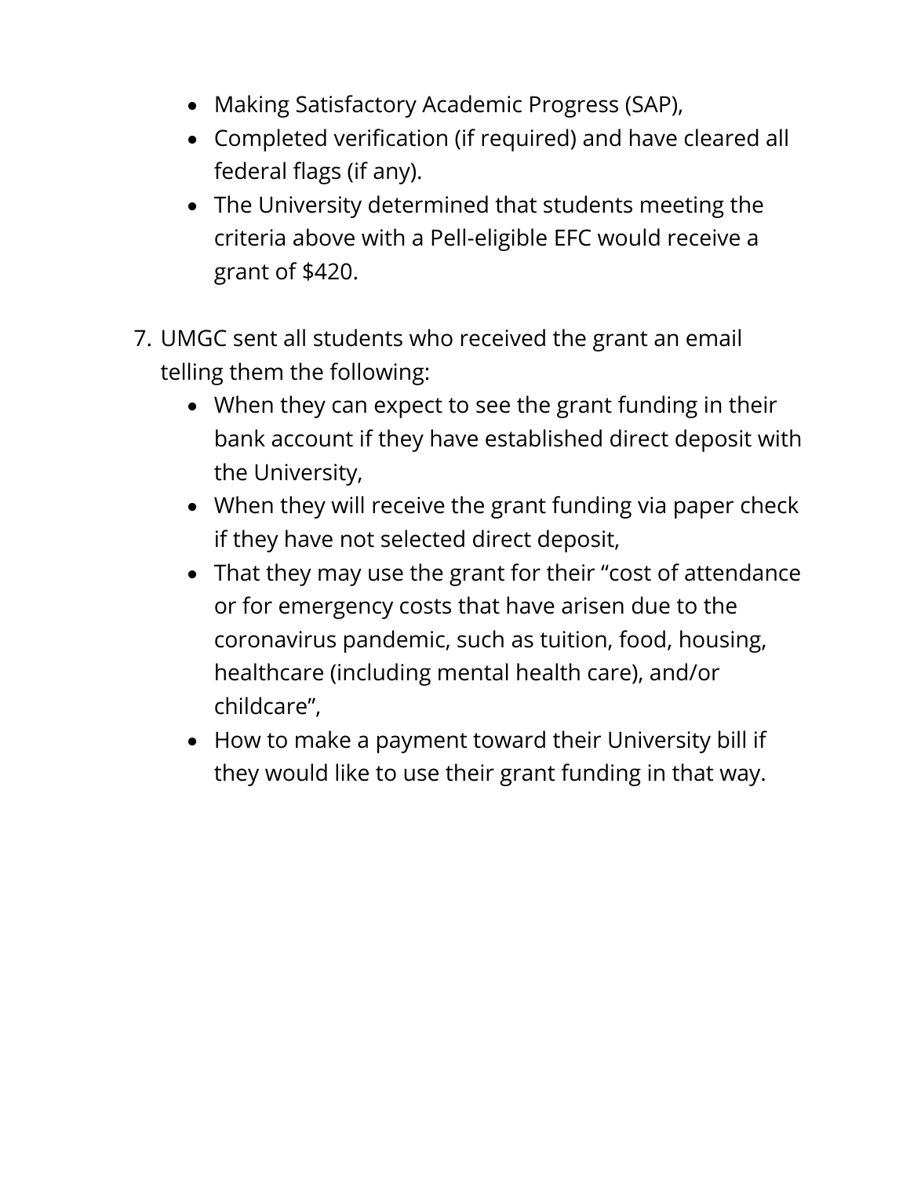- Making Satisfactory Academic Progress (SAP),
- Completed verification (if required) and have cleared all federal flags (if any).
- The University determined that students meeting the criteria above with a Pell-eligible EFC would receive a grant of $420.

7. UMGC sent all students who received the grant an email telling them the following:
    - When they can expect to see the grant funding in their bank account if they have established direct deposit with the University,
    - When they will receive the grant funding via paper check if they have not selected direct deposit,
    - That they may use the grant for their "cost of attendance or for emergency costs that have arisen due to the coronavirus pandemic, such as tuition, food, housing, healthcare (including mental health care), and/or childcare",
    - How to make a payment toward their University bill if they would like to use their grant funding in that way.